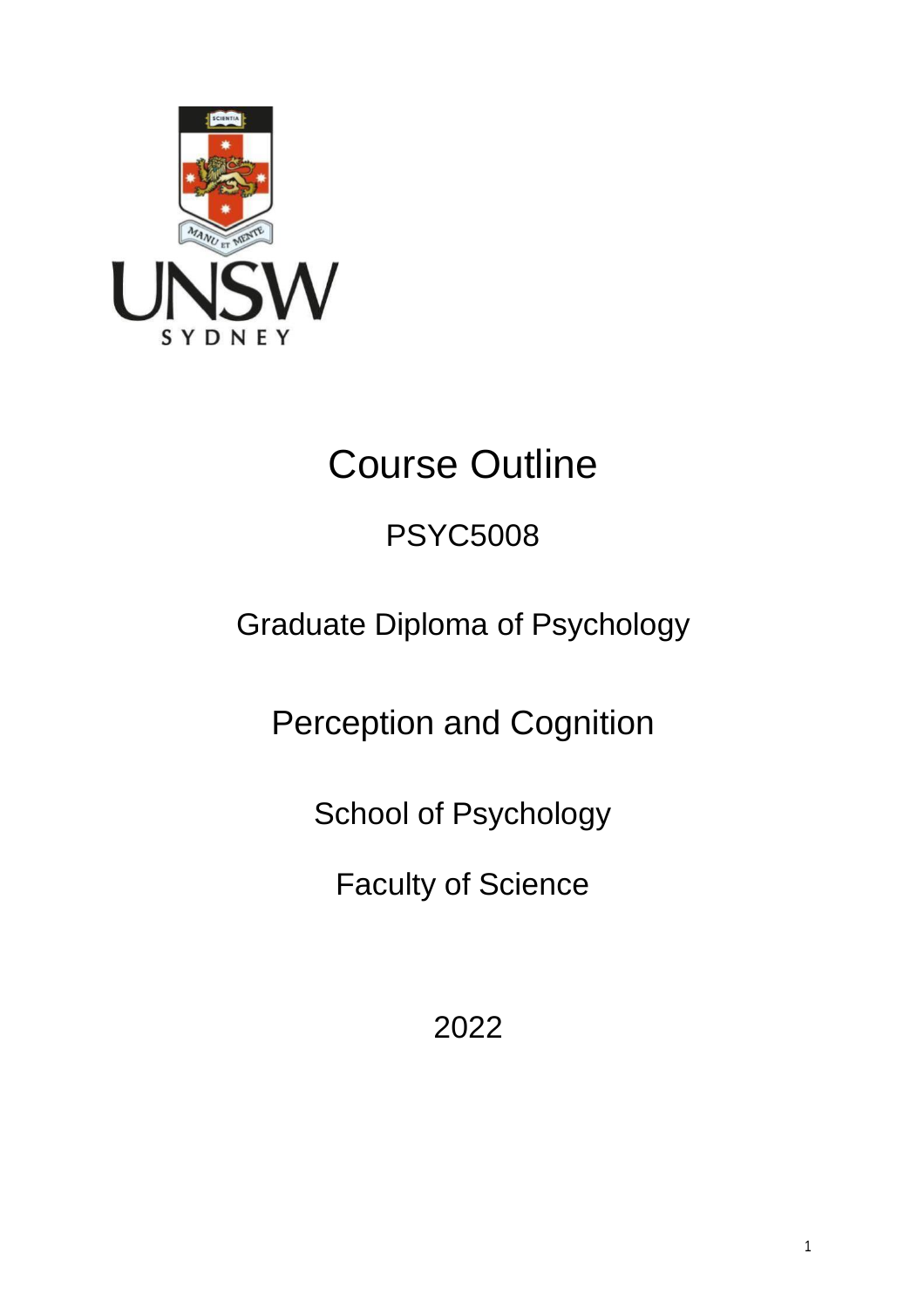# Course Outline

## PSYC5008

## Graduate Diploma of Psychology

## Perception and Cognition

School of Psychology

Faculty of Science

2022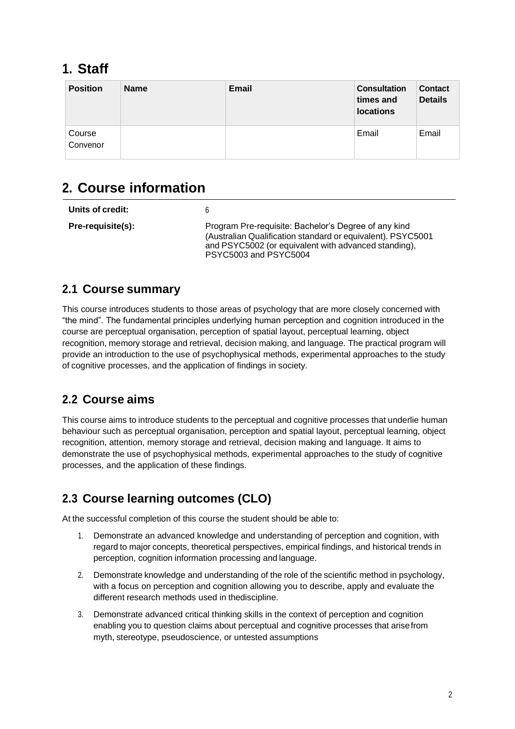# 1. Staff

| Position | Name | Email | Consultation times and locations | Contact Details |
|---|---|---|---|---|
| Course Convenor | | | Email | Email |

# 2. Course information

| | |
|---|---|
| **Units of credit:** | 6 |
| **Pre-requisite(s):** | Program Pre-requisite: Bachelor's Degree of any kind (Australian Qualification standard or equivalent). PSYC5001 and PSYC5002 (or equivalent with advanced standing), PSYC5003 and PSYC5004 |

## 2.1 Course summary

This course introduces students to those areas of psychology that are more closely concerned with "the mind". The fundamental principles underlying human perception and cognition introduced in the course are perceptual organisation, perception of spatial layout, perceptual learning, object recognition, memory storage and retrieval, decision making, and language. The practical program will provide an introduction to the use of psychophysical methods, experimental approaches to the study of cognitive processes, and the application of findings in society.

## 2.2 Course aims

This course aims to introduce students to the perceptual and cognitive processes that underlie human behaviour such as perceptual organisation, perception and spatial layout, perceptual learning, object recognition, attention, memory storage and retrieval, decision making and language. It aims to demonstrate the use of psychophysical methods, experimental approaches to the study of cognitive processes, and the application of these findings.

## 2.3 Course learning outcomes (CLO)

At the successful completion of this course the student should be able to:

1. Demonstrate an advanced knowledge and understanding of perception and cognition, with regard to major concepts, theoretical perspectives, empirical findings, and historical trends in perception, cognition information processing and language.
2. Demonstrate knowledge and understanding of the role of the scientific method in psychology, with a focus on perception and cognition allowing you to describe, apply and evaluate the different research methods used in thediscipline.
3. Demonstrate advanced critical thinking skills in the context of perception and cognition enabling you to question claims about perceptual and cognitive processes that arisefrom myth, stereotype, pseudoscience, or untested assumptions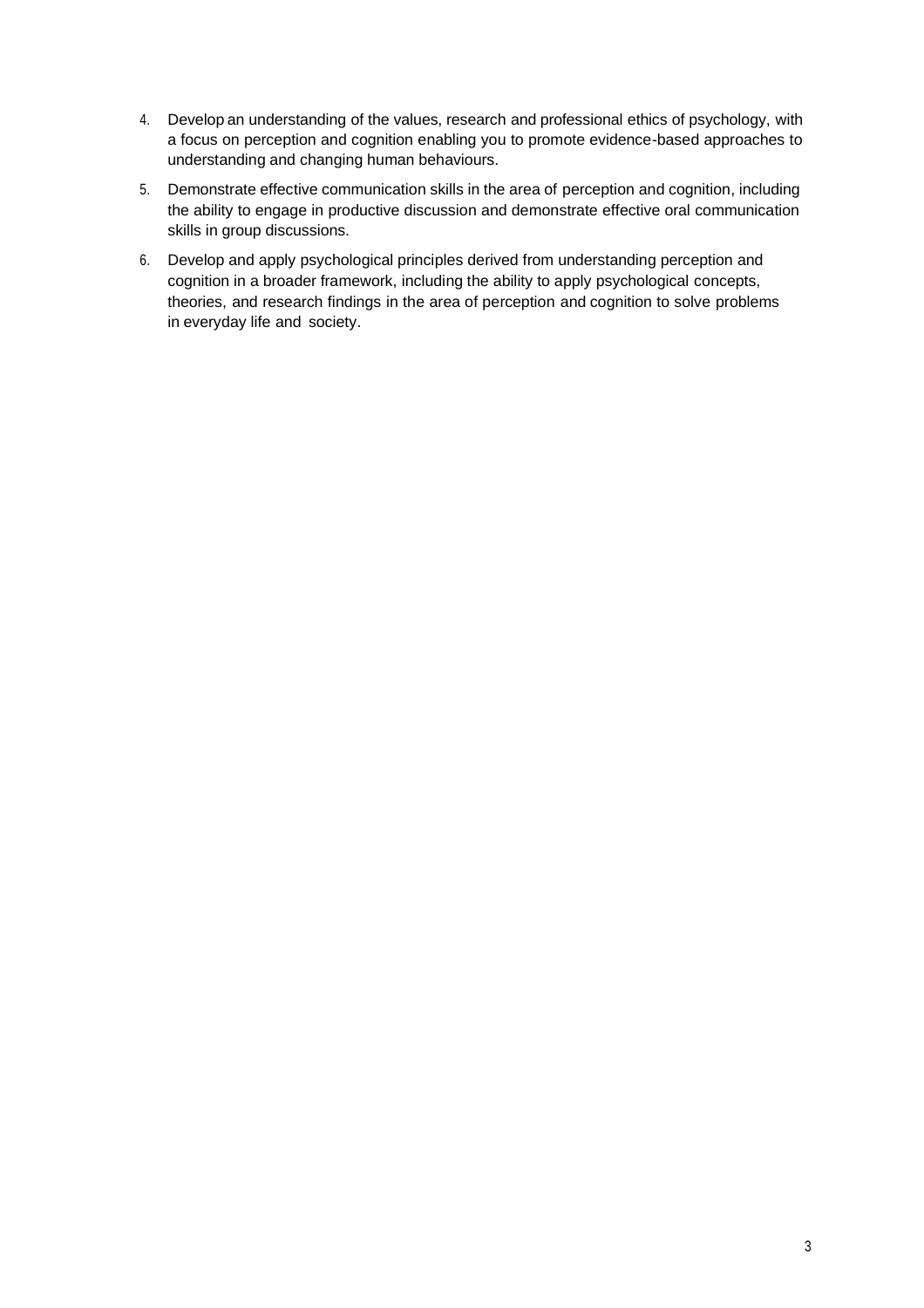4. Develop an understanding of the values, research and professional ethics of psychology, with a focus on perception and cognition enabling you to promote evidence-based approaches to understanding and changing human behaviours.
5. Demonstrate effective communication skills in the area of perception and cognition, including the ability to engage in productive discussion and demonstrate effective oral communication skills in group discussions.
6. Develop and apply psychological principles derived from understanding perception and cognition in a broader framework, including the ability to apply psychological concepts, theories, and research findings in the area of perception and cognition to solve problems in everyday life and society.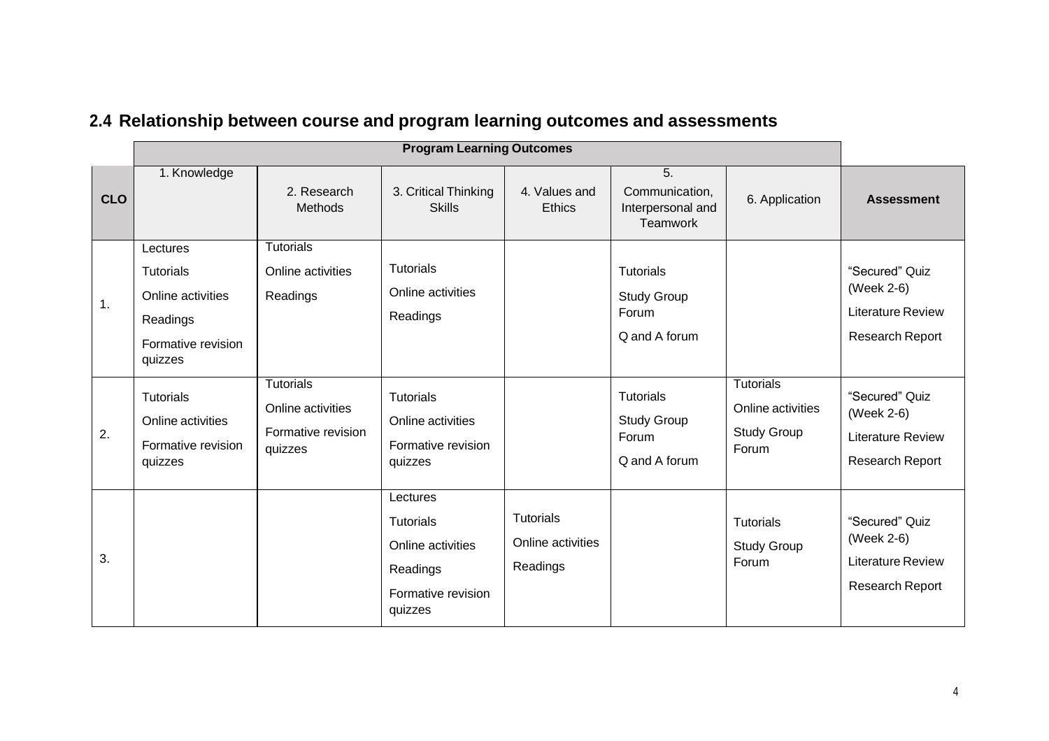## 2.4 Relationship between course and program learning outcomes and assessments

| | Program Learning Outcomes | | | | | | |
|---|---|---|---|---|---|---|---|
| **CLO** | 1. Knowledge | 2. Research Methods | 3. Critical Thinking Skills | 4. Values and Ethics | 5. Communication, Interpersonal and Teamwork | 6. Application | **Assessment** |
| 1. | Lectures<br>Tutorials<br>Online activities<br>Readings<br>Formative revision quizzes | Tutorials<br>Online activities<br>Readings | Tutorials<br>Online activities<br>Readings | | Tutorials<br>Study Group Forum<br>Q and A forum | | "Secured" Quiz (Week 2-6)<br>Literature Review<br>Research Report |
| 2. | Tutorials<br>Online activities<br>Formative revision quizzes | Tutorials<br>Online activities<br>Formative revision quizzes | Tutorials<br>Online activities<br>Formative revision quizzes | | Tutorials<br>Study Group Forum<br>Q and A forum | Tutorials<br>Online activities<br>Study Group Forum | "Secured" Quiz (Week 2-6)<br>Literature Review<br>Research Report |
| 3. | | | Lectures<br>Tutorials<br>Online activities<br>Readings<br>Formative revision quizzes | Tutorials<br>Online activities<br>Readings | | Tutorials<br>Study Group Forum | "Secured" Quiz (Week 2-6)<br>Literature Review<br>Research Report |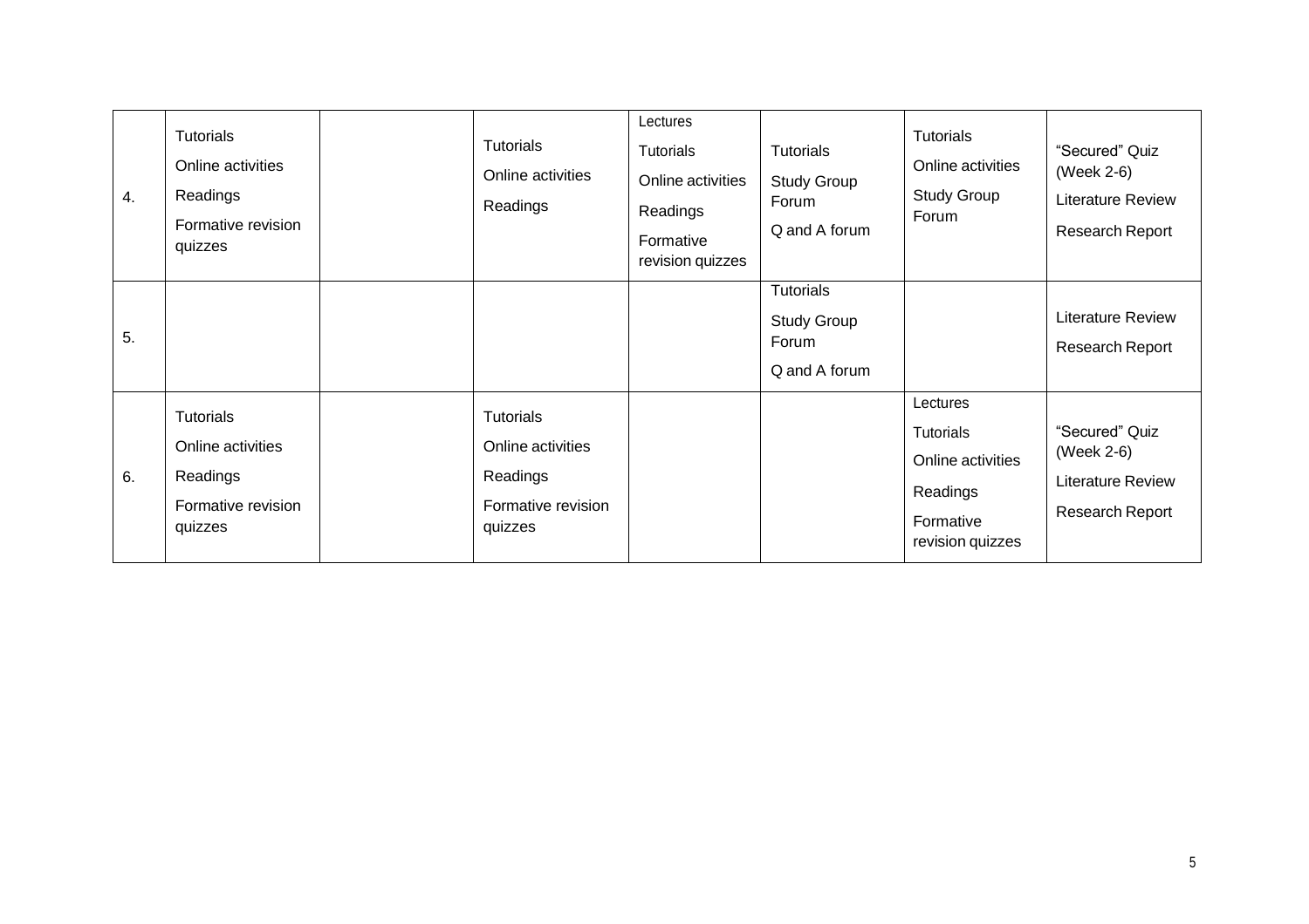| | | | | | | | |
|---|---|---|---|---|---|---|---|
| 4. | Tutorials<br>Online activities<br>Readings<br>Formative revision quizzes | | Tutorials<br>Online activities<br>Readings | Lectures<br>Tutorials<br>Online activities<br>Readings<br>Formative revision quizzes | Tutorials<br>Study Group Forum<br>Q and A forum | Tutorials<br>Online activities<br>Study Group Forum | “Secured” Quiz (Week 2-6)<br>Literature Review<br>Research Report |
| 5. | | | | | Tutorials<br>Study Group Forum<br>Q and A forum | | Literature Review<br>Research Report |
| 6. | Tutorials<br>Online activities<br>Readings<br>Formative revision quizzes | | Tutorials<br>Online activities<br>Readings<br>Formative revision quizzes | | | Lectures<br>Tutorials<br>Online activities<br>Readings<br>Formative revision quizzes | “Secured” Quiz (Week 2-6)<br>Literature Review<br>Research Report |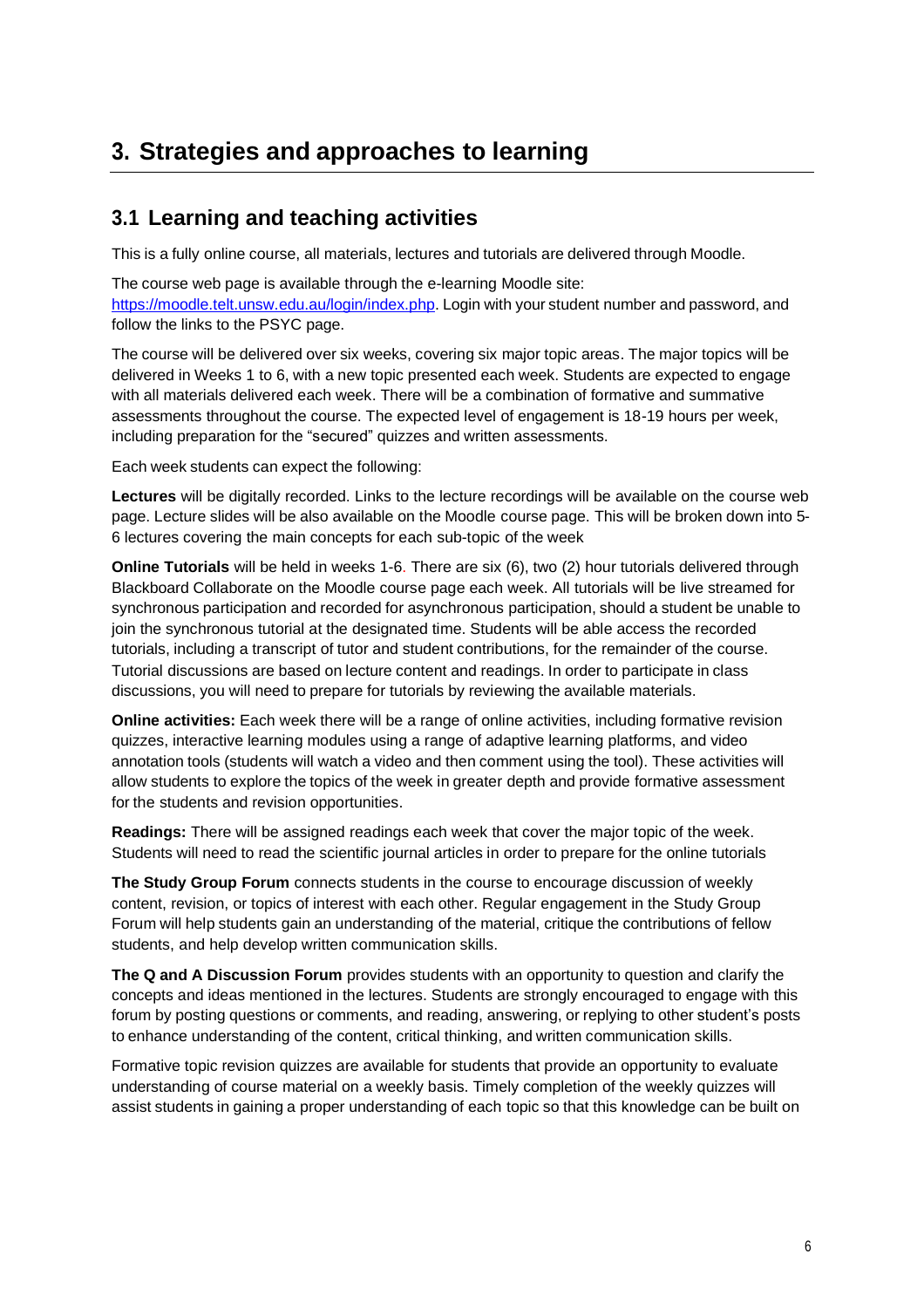# 3. Strategies and approaches to learning

## 3.1 Learning and teaching activities

This is a fully online course, all materials, lectures and tutorials are delivered through Moodle.

The course web page is available through the e-learning Moodle site: [https://moodle.telt.unsw.edu.au/login/index.php](https://moodle.telt.unsw.edu.au/login/index.php). Login with your student number and password, and follow the links to the PSYC page.

The course will be delivered over six weeks, covering six major topic areas. The major topics will be delivered in Weeks 1 to 6, with a new topic presented each week. Students are expected to engage with all materials delivered each week. There will be a combination of formative and summative assessments throughout the course. The expected level of engagement is 18-19 hours per week, including preparation for the "secured" quizzes and written assessments.

Each week students can expect the following:

**Lectures** will be digitally recorded. Links to the lecture recordings will be available on the course web page. Lecture slides will be also available on the Moodle course page. This will be broken down into 5-6 lectures covering the main concepts for each sub-topic of the week

**Online Tutorials** will be held in weeks 1-6. There are six (6), two (2) hour tutorials delivered through Blackboard Collaborate on the Moodle course page each week. All tutorials will be live streamed for synchronous participation and recorded for asynchronous participation, should a student be unable to join the synchronous tutorial at the designated time. Students will be able access the recorded tutorials, including a transcript of tutor and student contributions, for the remainder of the course. Tutorial discussions are based on lecture content and readings. In order to participate in class discussions, you will need to prepare for tutorials by reviewing the available materials.

**Online activities:** Each week there will be a range of online activities, including formative revision quizzes, interactive learning modules using a range of adaptive learning platforms, and video annotation tools (students will watch a video and then comment using the tool). These activities will allow students to explore the topics of the week in greater depth and provide formative assessment for the students and revision opportunities.

**Readings:** There will be assigned readings each week that cover the major topic of the week. Students will need to read the scientific journal articles in order to prepare for the online tutorials

**The Study Group Forum** connects students in the course to encourage discussion of weekly content, revision, or topics of interest with each other. Regular engagement in the Study Group Forum will help students gain an understanding of the material, critique the contributions of fellow students, and help develop written communication skills.

**The Q and A Discussion Forum** provides students with an opportunity to question and clarify the concepts and ideas mentioned in the lectures. Students are strongly encouraged to engage with this forum by posting questions or comments, and reading, answering, or replying to other student's posts to enhance understanding of the content, critical thinking, and written communication skills.

Formative topic revision quizzes are available for students that provide an opportunity to evaluate understanding of course material on a weekly basis. Timely completion of the weekly quizzes will assist students in gaining a proper understanding of each topic so that this knowledge can be built on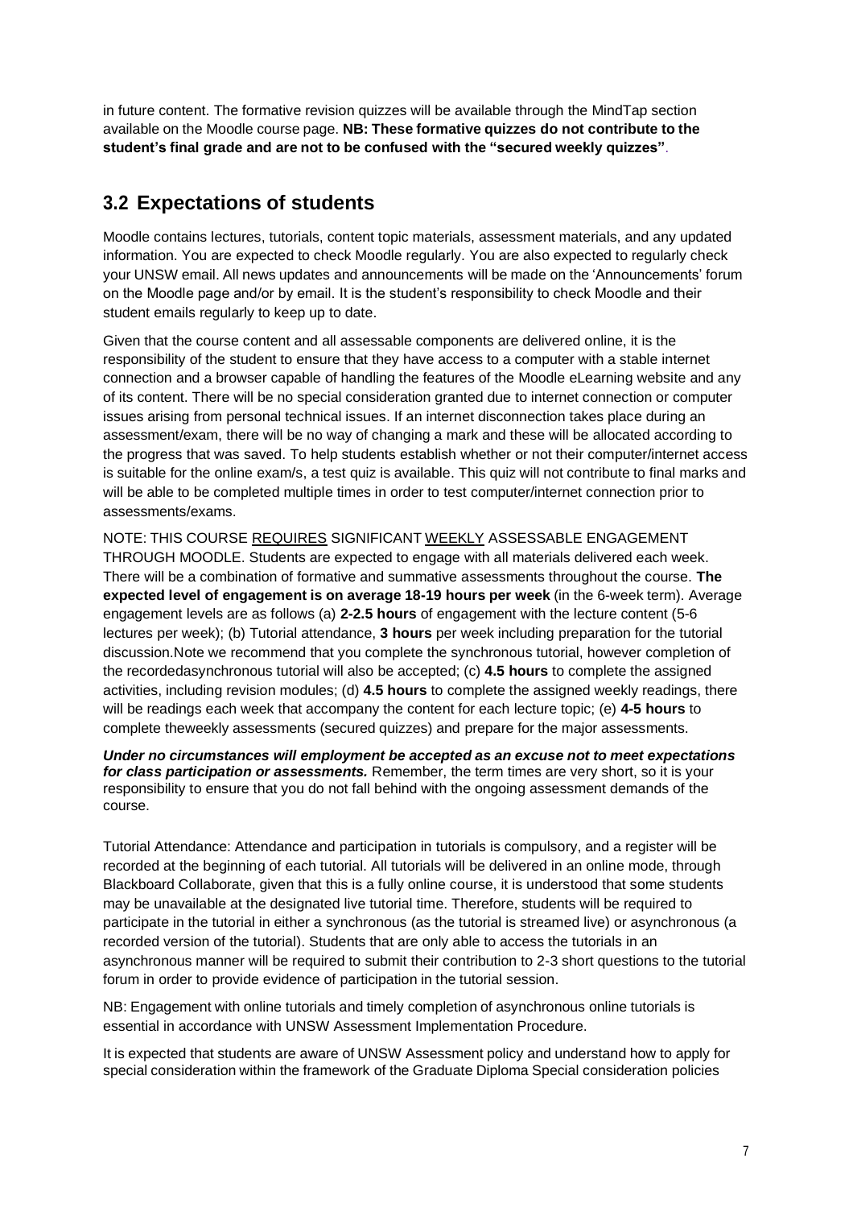in future content. The formative revision quizzes will be available through the MindTap section available on the Moodle course page. **NB: These formative quizzes do not contribute to the student's final grade and are not to be confused with the "secured weekly quizzes"**.

## 3.2 Expectations of students

Moodle contains lectures, tutorials, content topic materials, assessment materials, and any updated information. You are expected to check Moodle regularly. You are also expected to regularly check your UNSW email. All news updates and announcements will be made on the 'Announcements' forum on the Moodle page and/or by email. It is the student's responsibility to check Moodle and their student emails regularly to keep up to date.

Given that the course content and all assessable components are delivered online, it is the responsibility of the student to ensure that they have access to a computer with a stable internet connection and a browser capable of handling the features of the Moodle eLearning website and any of its content. There will be no special consideration granted due to internet connection or computer issues arising from personal technical issues. If an internet disconnection takes place during an assessment/exam, there will be no way of changing a mark and these will be allocated according to the progress that was saved. To help students establish whether or not their computer/internet access is suitable for the online exam/s, a test quiz is available. This quiz will not contribute to final marks and will be able to be completed multiple times in order to test computer/internet connection prior to assessments/exams.

NOTE: THIS COURSE <u>REQUIRES</u> SIGNIFICANT <u>WEEKLY</u> ASSESSABLE ENGAGEMENT THROUGH MOODLE. Students are expected to engage with all materials delivered each week. There will be a combination of formative and summative assessments throughout the course. **The expected level of engagement is on average 18-19 hours per week** (in the 6-week term). Average engagement levels are as follows (a) **2-2.5 hours** of engagement with the lecture content (5-6 lectures per week); (b) Tutorial attendance, **3 hours** per week including preparation for the tutorial discussion.Note we recommend that you complete the synchronous tutorial, however completion of the recordedasynchronous tutorial will also be accepted; (c) **4.5 hours** to complete the assigned activities, including revision modules; (d) **4.5 hours** to complete the assigned weekly readings, there will be readings each week that accompany the content for each lecture topic; (e) **4-5 hours** to complete theweekly assessments (secured quizzes) and prepare for the major assessments.

***Under no circumstances will employment be accepted as an excuse not to meet expectations for class participation or assessments.*** Remember, the term times are very short, so it is your responsibility to ensure that you do not fall behind with the ongoing assessment demands of the course.

Tutorial Attendance: Attendance and participation in tutorials is compulsory, and a register will be recorded at the beginning of each tutorial. All tutorials will be delivered in an online mode, through Blackboard Collaborate, given that this is a fully online course, it is understood that some students may be unavailable at the designated live tutorial time. Therefore, students will be required to participate in the tutorial in either a synchronous (as the tutorial is streamed live) or asynchronous (a recorded version of the tutorial). Students that are only able to access the tutorials in an asynchronous manner will be required to submit their contribution to 2-3 short questions to the tutorial forum in order to provide evidence of participation in the tutorial session.

NB: Engagement with online tutorials and timely completion of asynchronous online tutorials is essential in accordance with UNSW Assessment Implementation Procedure.

It is expected that students are aware of UNSW Assessment policy and understand how to apply for special consideration within the framework of the Graduate Diploma Special consideration policies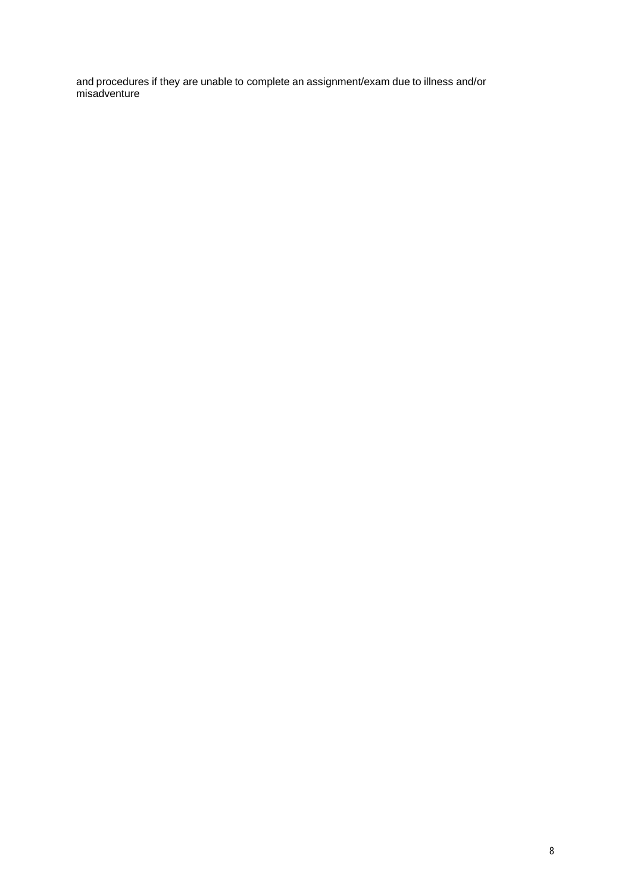and procedures if they are unable to complete an assignment/exam due to illness and/or misadventure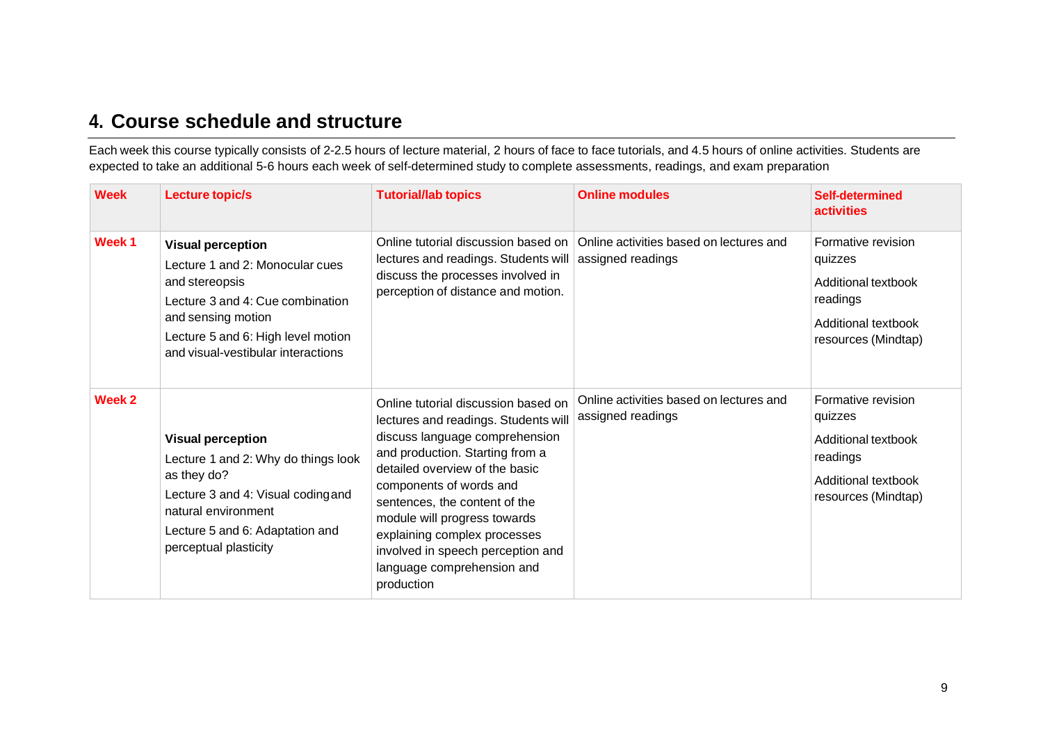## 4. Course schedule and structure

Each week this course typically consists of 2-2.5 hours of lecture material, 2 hours of face to face tutorials, and 4.5 hours of online activities. Students are expected to take an additional 5-6 hours each week of self-determined study to complete assessments, readings, and exam preparation

| Week | Lecture topic/s | Tutorial/lab topics | Online modules | Self-determined activities |
|---|---|---|---|---|
| Week 1 | **Visual perception**<br>Lecture 1 and 2: Monocular cues and stereopsis<br>Lecture 3 and 4: Cue combination and sensing motion<br>Lecture 5 and 6: High level motion and visual-vestibular interactions | Online tutorial discussion based on lectures and readings. Students will discuss the processes involved in perception of distance and motion. | Online activities based on lectures and assigned readings | Formative revision quizzes<br>Additional textbook readings<br>Additional textbook resources (Mindtap) |
| Week 2 | **Visual perception**<br>Lecture 1 and 2: Why do things look as they do?<br>Lecture 3 and 4: Visual coding and natural environment<br>Lecture 5 and 6: Adaptation and perceptual plasticity | Online tutorial discussion based on lectures and readings. Students will discuss language comprehension and production. Starting from a detailed overview of the basic components of words and sentences, the content of the module will progress towards explaining complex processes involved in speech perception and language comprehension and production | Online activities based on lectures and assigned readings | Formative revision quizzes<br>Additional textbook readings<br>Additional textbook resources (Mindtap) |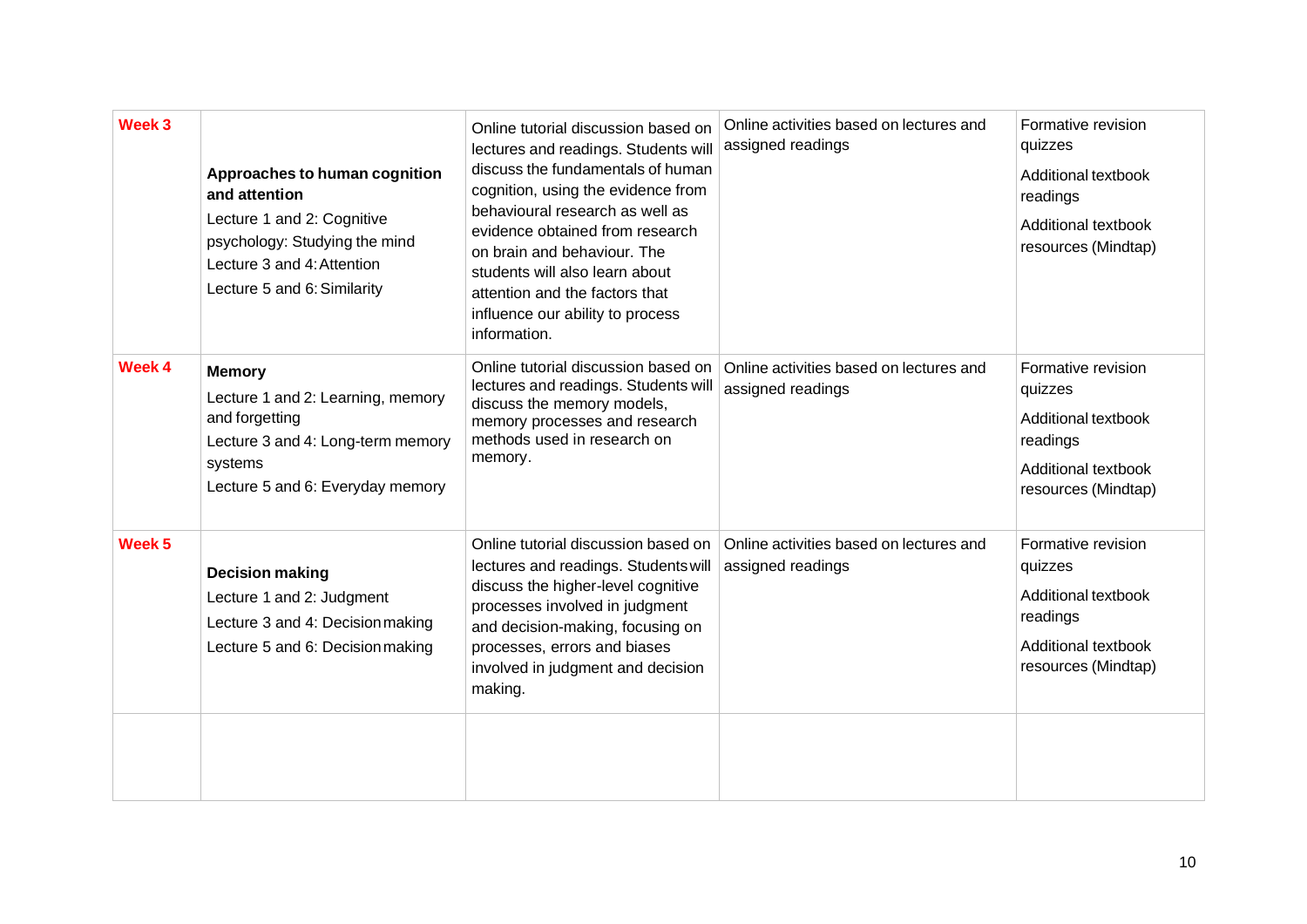| | | | | |
|---|---|---|---|---|
| **Week 3** | **Approaches to human cognition and attention**<br>Lecture 1 and 2: Cognitive psychology: Studying the mind<br>Lecture 3 and 4: Attention<br>Lecture 5 and 6: Similarity | Online tutorial discussion based on lectures and readings. Students will discuss the fundamentals of human cognition, using the evidence from behavioural research as well as evidence obtained from research on brain and behaviour. The students will also learn about attention and the factors that influence our ability to process information. | Online activities based on lectures and assigned readings | Formative revision quizzes<br>Additional textbook readings<br>Additional textbook resources (Mindtap) |
| **Week 4** | **Memory**<br>Lecture 1 and 2: Learning, memory and forgetting<br>Lecture 3 and 4: Long-term memory systems<br>Lecture 5 and 6: Everyday memory | Online tutorial discussion based on lectures and readings. Students will discuss the memory models, memory processes and research methods used in research on memory. | Online activities based on lectures and assigned readings | Formative revision quizzes<br>Additional textbook readings<br>Additional textbook resources (Mindtap) |
| **Week 5** | **Decision making**<br>Lecture 1 and 2: Judgment<br>Lecture 3 and 4: Decision making<br>Lecture 5 and 6: Decision making | Online tutorial discussion based on lectures and readings. Students will discuss the higher-level cognitive processes involved in judgment and decision-making, focusing on processes, errors and biases involved in judgment and decision making. | Online activities based on lectures and assigned readings | Formative revision quizzes<br>Additional textbook readings<br>Additional textbook resources (Mindtap) |
| | | | | |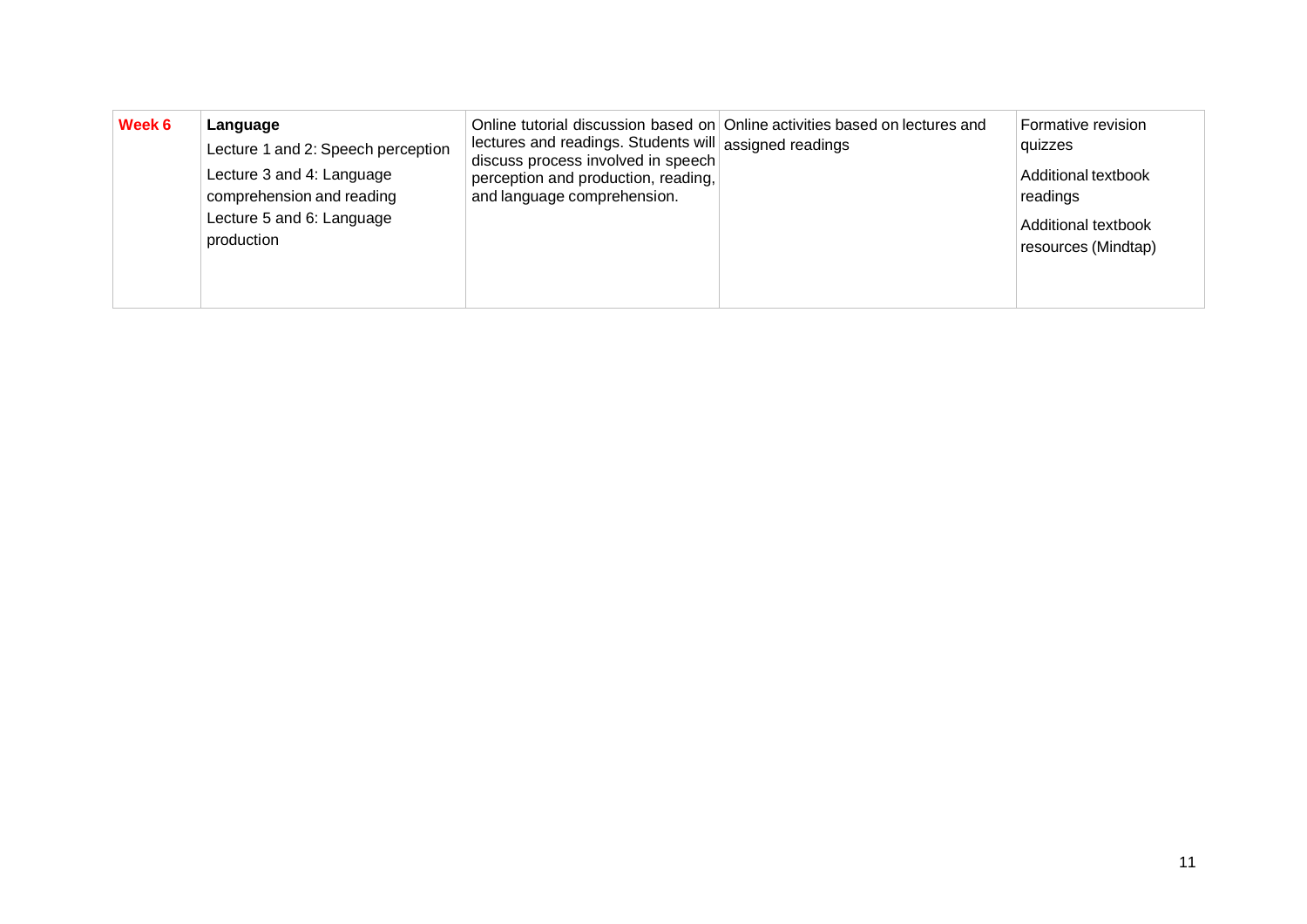| **Week 6** | **Language**<br>Lecture 1 and 2: Speech perception<br>Lecture 3 and 4: Language comprehension and reading<br>Lecture 5 and 6: Language production | Online tutorial discussion based on lectures and readings. Students will discuss process involved in speech perception and production, reading, and language comprehension. | Online activities based on lectures and assigned readings | Formative revision quizzes<br>Additional textbook readings<br>Additional textbook resources (Mindtap) |
|---|---|---|---|---|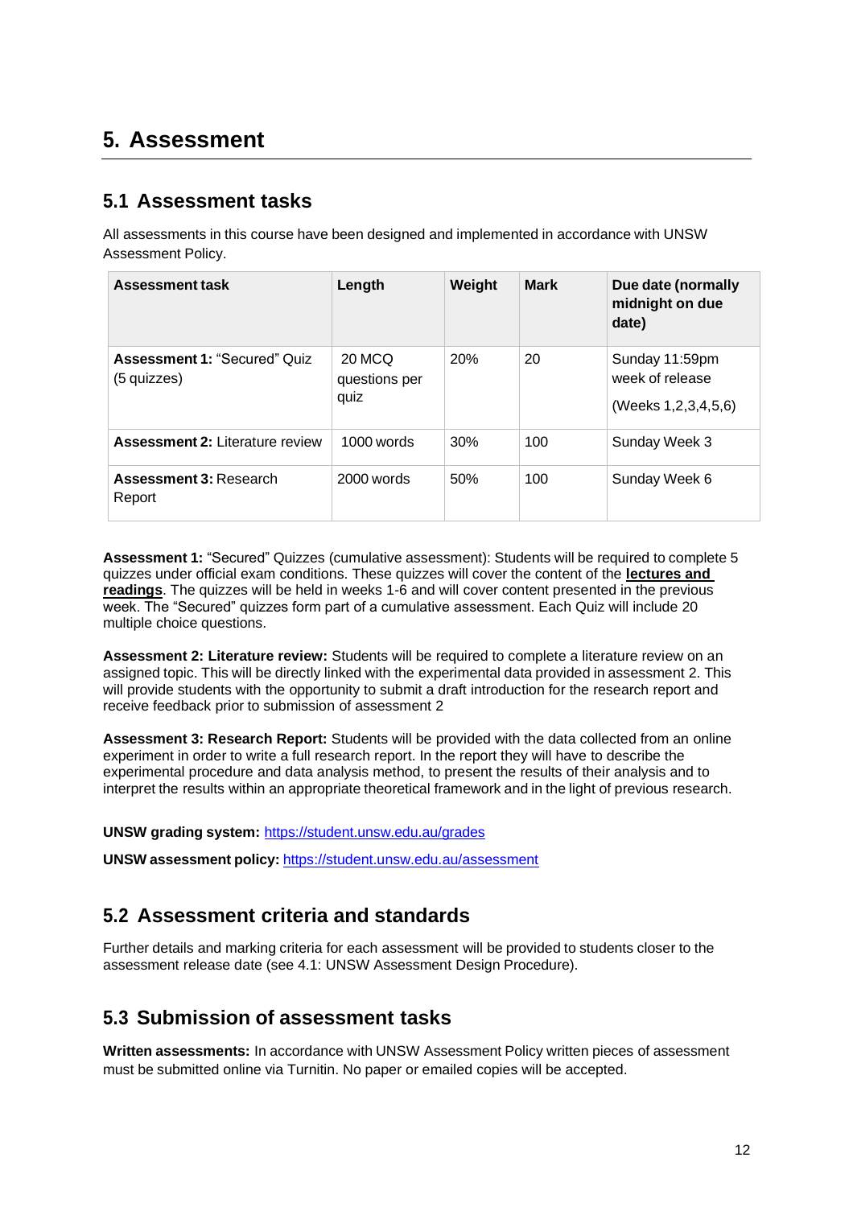# 5. Assessment

## 5.1 Assessment tasks

All assessments in this course have been designed and implemented in accordance with UNSW Assessment Policy.

| Assessment task | Length | Weight | Mark | Due date (normally midnight on due date) |
|---|---|---|---|---|
| **Assessment 1:** "Secured" Quiz (5 quizzes) | 20 MCQ questions per quiz | 20% | 20 | Sunday 11:59pm week of release<br>(Weeks 1,2,3,4,5,6) |
| **Assessment 2:** Literature review | 1000 words | 30% | 100 | Sunday Week 3 |
| **Assessment 3:** Research Report | 2000 words | 50% | 100 | Sunday Week 6 |

**Assessment 1:** "Secured" Quizzes (cumulative assessment): Students will be required to complete 5 quizzes under official exam conditions. These quizzes will cover the content of the **lectures and readings**. The quizzes will be held in weeks 1-6 and will cover content presented in the previous week. The "Secured" quizzes form part of a cumulative assessment. Each Quiz will include 20 multiple choice questions.

**Assessment 2: Literature review:** Students will be required to complete a literature review on an assigned topic. This will be directly linked with the experimental data provided in assessment 2. This will provide students with the opportunity to submit a draft introduction for the research report and receive feedback prior to submission of assessment 2

**Assessment 3: Research Report:** Students will be provided with the data collected from an online experiment in order to write a full research report. In the report they will have to describe the experimental procedure and data analysis method, to present the results of their analysis and to interpret the results within an appropriate theoretical framework and in the light of previous research.

**UNSW grading system:** https://student.unsw.edu.au/grades

**UNSW assessment policy:** https://student.unsw.edu.au/assessment

## 5.2 Assessment criteria and standards

Further details and marking criteria for each assessment will be provided to students closer to the assessment release date (see 4.1: UNSW Assessment Design Procedure).

## 5.3 Submission of assessment tasks

**Written assessments:** In accordance with UNSW Assessment Policy written pieces of assessment must be submitted online via Turnitin. No paper or emailed copies will be accepted.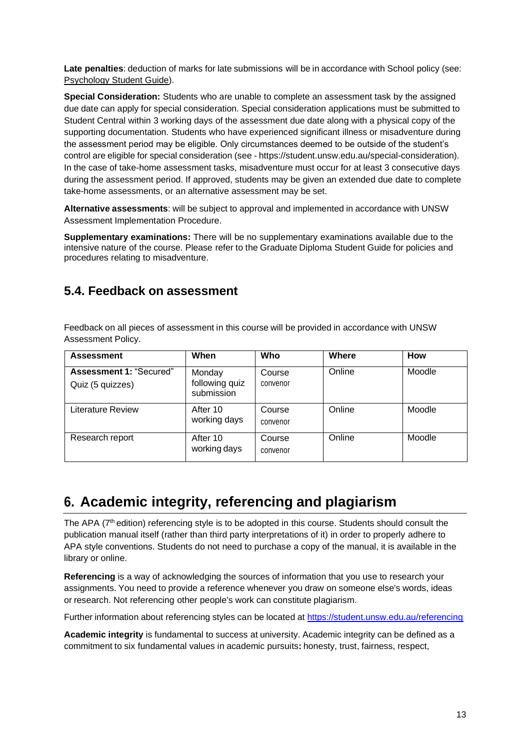**Late penalties**: deduction of marks for late submissions will be in accordance with School policy (see: Psychology Student Guide).

**Special Consideration:** Students who are unable to complete an assessment task by the assigned due date can apply for special consideration. Special consideration applications must be submitted to Student Central within 3 working days of the assessment due date along with a physical copy of the supporting documentation. Students who have experienced significant illness or misadventure during the assessment period may be eligible. Only circumstances deemed to be outside of the student's control are eligible for special consideration (see - https://student.unsw.edu.au/special-consideration). In the case of take-home assessment tasks, misadventure must occur for at least 3 consecutive days during the assessment period. If approved, students may be given an extended due date to complete take-home assessments, or an alternative assessment may be set.

**Alternative assessments**: will be subject to approval and implemented in accordance with UNSW Assessment Implementation Procedure.

**Supplementary examinations:** There will be no supplementary examinations available due to the intensive nature of the course. Please refer to the Graduate Diploma Student Guide for policies and procedures relating to misadventure.

## 5.4. Feedback on assessment

Feedback on all pieces of assessment in this course will be provided in accordance with UNSW Assessment Policy.

| Assessment | When | Who | Where | How |
|---|---|---|---|---|
| **Assessment 1:** "Secured" Quiz (5 quizzes) | Monday following quiz submission | Course convenor | Online | Moodle |
| Literature Review | After 10 working days | Course convenor | Online | Moodle |
| Research report | After 10 working days | Course convenor | Online | Moodle |

# 6. Academic integrity, referencing and plagiarism

The APA (7th edition) referencing style is to be adopted in this course. Students should consult the publication manual itself (rather than third party interpretations of it) in order to properly adhere to APA style conventions. Students do not need to purchase a copy of the manual, it is available in the library or online.

**Referencing** is a way of acknowledging the sources of information that you use to research your assignments. You need to provide a reference whenever you draw on someone else's words, ideas or research. Not referencing other people's work can constitute plagiarism.

Further information about referencing styles can be located at https://student.unsw.edu.au/referencing

**Academic integrity** is fundamental to success at university. Academic integrity can be defined as a commitment to six fundamental values in academic pursuits**:** honesty, trust, fairness, respect,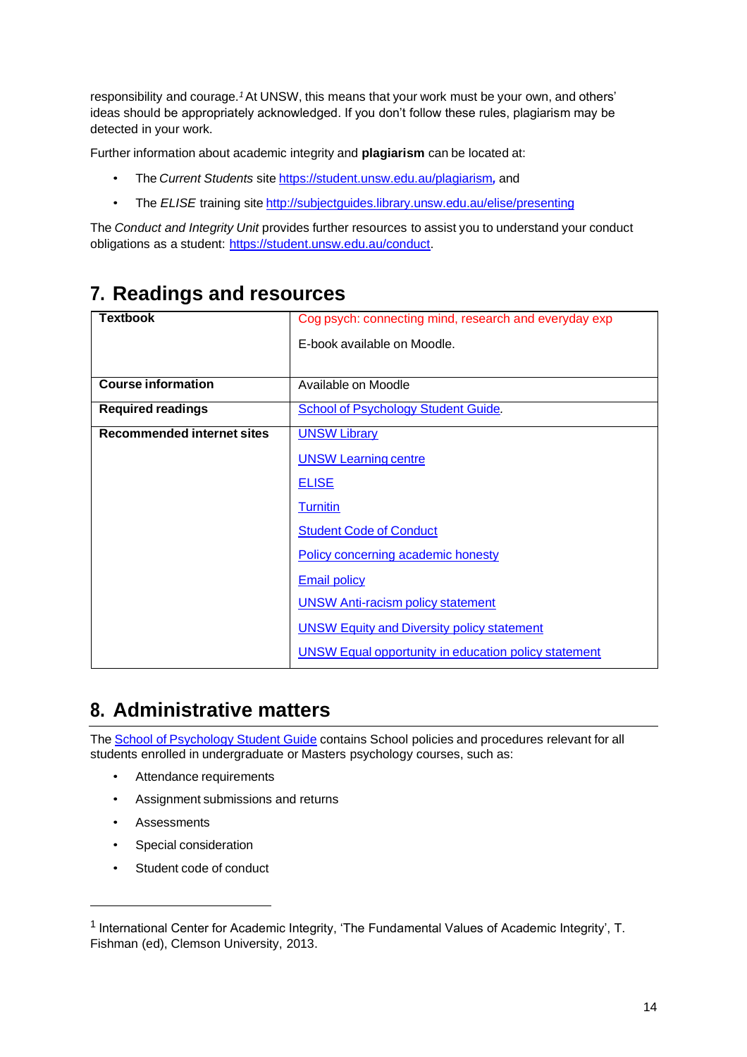responsibility and courage.[1] At UNSW, this means that your work must be your own, and others' ideas should be appropriately acknowledged. If you don't follow these rules, plagiarism may be detected in your work.

Further information about academic integrity and **plagiarism** can be located at:

- The *Current Students* site https://student.unsw.edu.au/plagiarism**,** and
- The *ELISE* training site http://subjectguides.library.unsw.edu.au/elise/presenting

The *Conduct and Integrity Unit* provides further resources to assist you to understand your conduct obligations as a student: https://student.unsw.edu.au/conduct.

## 7. Readings and resources

| | |
|---|---|
| **Textbook** | Cog psych: connecting mind, research and everyday exp<br><br>E-book available on Moodle. |
| **Course information** | Available on Moodle |
| **Required readings** | School of Psychology Student Guide. |
| **Recommended internet sites** | UNSW Library<br><br>UNSW Learning centre<br><br>ELISE<br><br>Turnitin<br><br>Student Code of Conduct<br><br>Policy concerning academic honesty<br><br>Email policy<br><br>UNSW Anti-racism policy statement<br><br>UNSW Equity and Diversity policy statement<br><br>UNSW Equal opportunity in education policy statement |

## 8. Administrative matters

The School of Psychology Student Guide contains School policies and procedures relevant for all students enrolled in undergraduate or Masters psychology courses, such as:

- Attendance requirements
- Assignment submissions and returns
- Assessments
- Special consideration
- Student code of conduct

---

[1] International Center for Academic Integrity, 'The Fundamental Values of Academic Integrity', T. Fishman (ed), Clemson University, 2013.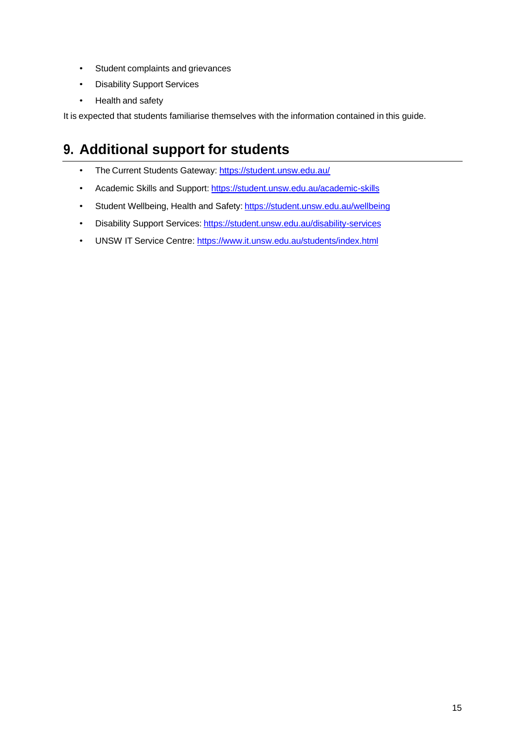- Student complaints and grievances
- Disability Support Services
- Health and safety

It is expected that students familiarise themselves with the information contained in this guide.

## 9. Additional support for students

- The Current Students Gateway: https://student.unsw.edu.au/
- Academic Skills and Support: https://student.unsw.edu.au/academic-skills
- Student Wellbeing, Health and Safety: https://student.unsw.edu.au/wellbeing
- Disability Support Services: https://student.unsw.edu.au/disability-services
- UNSW IT Service Centre: https://www.it.unsw.edu.au/students/index.html